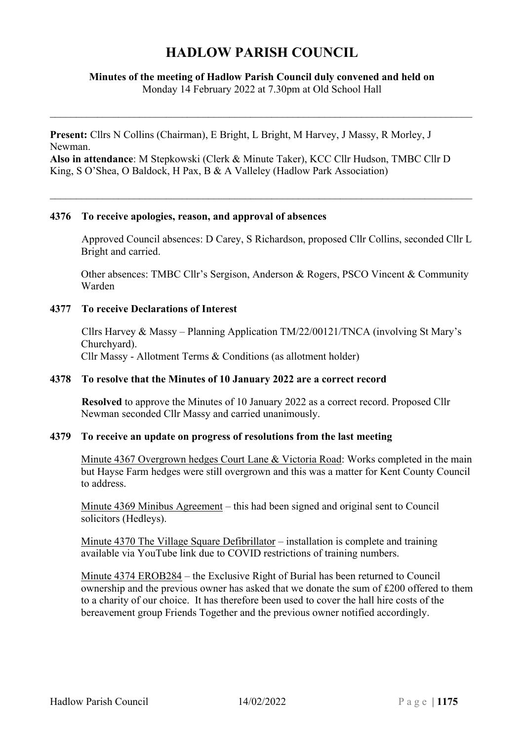# HADLOW PARISH COUNCIL

**Minutes of the meeting of Hadlow Parish Council duly convened and held on**
Monday 14 February 2022 at 7.30pm at Old School Hall

---

**Present:** Cllrs N Collins (Chairman), E Bright, L Bright, M Harvey, J Massy, R Morley, J Newman.
**Also in attendance**: M Stepkowski (Clerk & Minute Taker), KCC Cllr Hudson, TMBC Cllr D King, S O'Shea, O Baldock, H Pax, B & A Valleley (Hadlow Park Association)

---

### 4376 To receive apologies, reason, and approval of absences

Approved Council absences: D Carey, S Richardson, proposed Cllr Collins, seconded Cllr L Bright and carried.

Other absences: TMBC Cllr's Sergison, Anderson & Rogers, PSCO Vincent & Community Warden

### 4377 To receive Declarations of Interest

Cllrs Harvey & Massy – Planning Application TM/22/00121/TNCA (involving St Mary's Churchyard).
Cllr Massy - Allotment Terms & Conditions (as allotment holder)

### 4378 To resolve that the Minutes of 10 January 2022 are a correct record

**Resolved** to approve the Minutes of 10 January 2022 as a correct record. Proposed Cllr Newman seconded Cllr Massy and carried unanimously.

### 4379 To receive an update on progress of resolutions from the last meeting

Minute 4367 Overgrown hedges Court Lane & Victoria Road: Works completed in the main but Hayse Farm hedges were still overgrown and this was a matter for Kent County Council to address.

Minute 4369 Minibus Agreement – this had been signed and original sent to Council solicitors (Hedleys).

Minute 4370 The Village Square Defibrillator – installation is complete and training available via YouTube link due to COVID restrictions of training numbers.

Minute 4374 EROB284 – the Exclusive Right of Burial has been returned to Council ownership and the previous owner has asked that we donate the sum of £200 offered to them to a charity of our choice. It has therefore been used to cover the hall hire costs of the bereavement group Friends Together and the previous owner notified accordingly.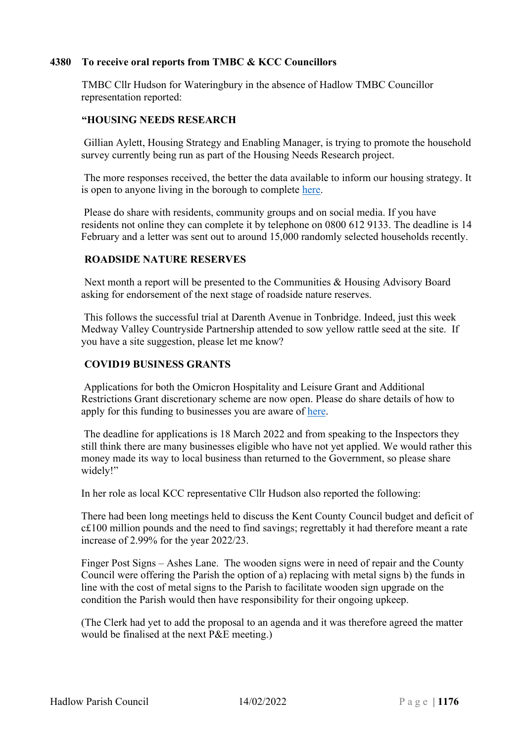**4380 To receive oral reports from TMBC & KCC Councillors**

TMBC Cllr Hudson for Wateringbury in the absence of Hadlow TMBC Councillor representation reported:

**"HOUSING NEEDS RESEARCH**

Gillian Aylett, Housing Strategy and Enabling Manager, is trying to promote the household survey currently being run as part of the Housing Needs Research project.

The more responses received, the better the data available to inform our housing strategy. It is open to anyone living in the borough to complete here.

Please do share with residents, community groups and on social media. If you have residents not online they can complete it by telephone on 0800 612 9133. The deadline is 14 February and a letter was sent out to around 15,000 randomly selected households recently.

**ROADSIDE NATURE RESERVES**

Next month a report will be presented to the Communities & Housing Advisory Board asking for endorsement of the next stage of roadside nature reserves.

This follows the successful trial at Darenth Avenue in Tonbridge. Indeed, just this week Medway Valley Countryside Partnership attended to sow yellow rattle seed at the site. If you have a site suggestion, please let me know?

**COVID19 BUSINESS GRANTS**

Applications for both the Omicron Hospitality and Leisure Grant and Additional Restrictions Grant discretionary scheme are now open. Please do share details of how to apply for this funding to businesses you are aware of here.

The deadline for applications is 18 March 2022 and from speaking to the Inspectors they still think there are many businesses eligible who have not yet applied. We would rather this money made its way to local business than returned to the Government, so please share widely!"

In her role as local KCC representative Cllr Hudson also reported the following:

There had been long meetings held to discuss the Kent County Council budget and deficit of c£100 million pounds and the need to find savings; regrettably it had therefore meant a rate increase of 2.99% for the year 2022/23.

Finger Post Signs – Ashes Lane. The wooden signs were in need of repair and the County Council were offering the Parish the option of a) replacing with metal signs b) the funds in line with the cost of metal signs to the Parish to facilitate wooden sign upgrade on the condition the Parish would then have responsibility for their ongoing upkeep.

(The Clerk had yet to add the proposal to an agenda and it was therefore agreed the matter would be finalised at the next P&E meeting.)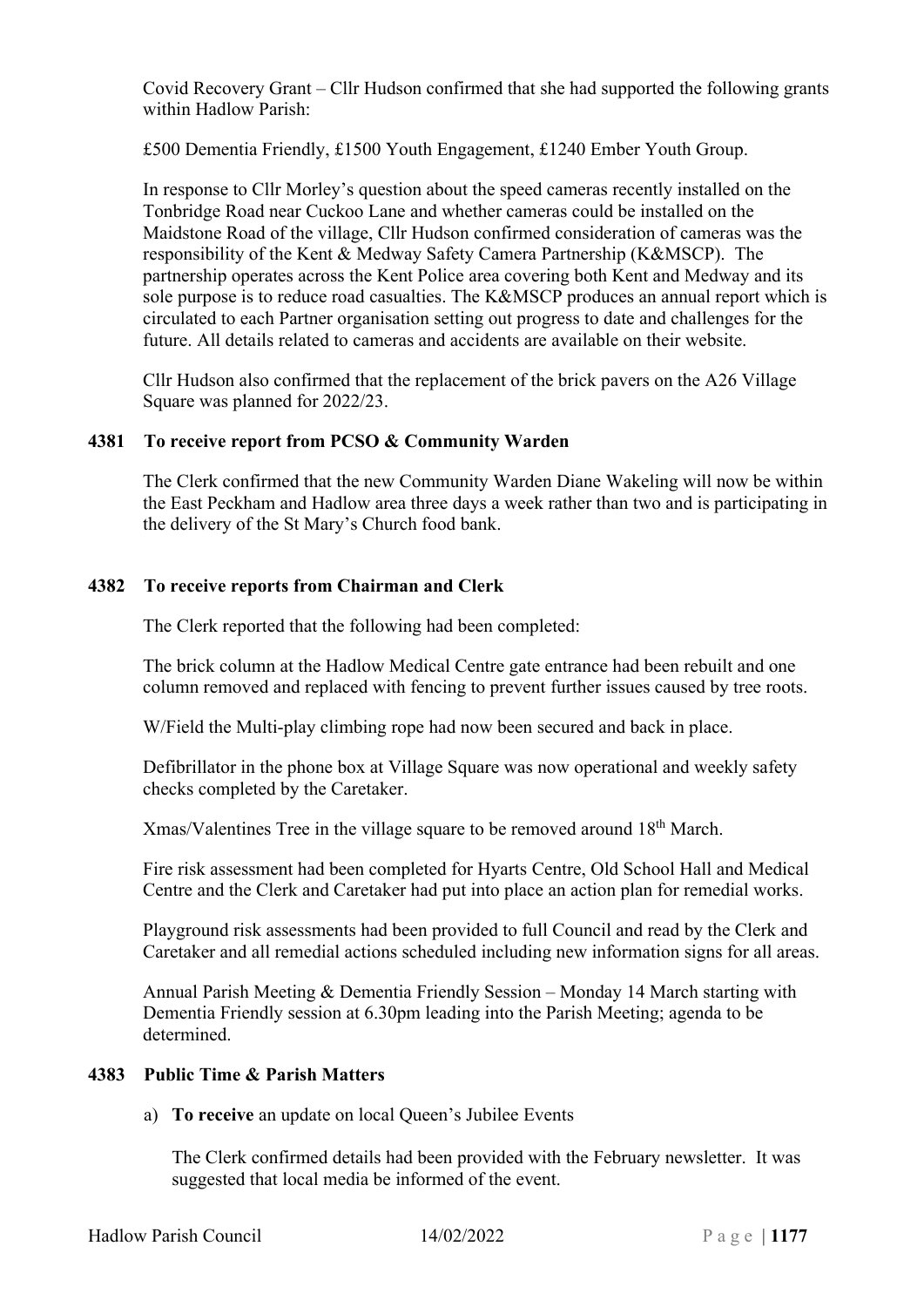Covid Recovery Grant – Cllr Hudson confirmed that she had supported the following grants within Hadlow Parish:

£500 Dementia Friendly, £1500 Youth Engagement, £1240 Ember Youth Group.

In response to Cllr Morley's question about the speed cameras recently installed on the Tonbridge Road near Cuckoo Lane and whether cameras could be installed on the Maidstone Road of the village, Cllr Hudson confirmed consideration of cameras was the responsibility of the Kent & Medway Safety Camera Partnership (K&MSCP). The partnership operates across the Kent Police area covering both Kent and Medway and its sole purpose is to reduce road casualties. The K&MSCP produces an annual report which is circulated to each Partner organisation setting out progress to date and challenges for the future. All details related to cameras and accidents are available on their website.

Cllr Hudson also confirmed that the replacement of the brick pavers on the A26 Village Square was planned for 2022/23.

**4381 To receive report from PCSO & Community Warden**

The Clerk confirmed that the new Community Warden Diane Wakeling will now be within the East Peckham and Hadlow area three days a week rather than two and is participating in the delivery of the St Mary's Church food bank.

**4382 To receive reports from Chairman and Clerk**

The Clerk reported that the following had been completed:

The brick column at the Hadlow Medical Centre gate entrance had been rebuilt and one column removed and replaced with fencing to prevent further issues caused by tree roots.

W/Field the Multi-play climbing rope had now been secured and back in place.

Defibrillator in the phone box at Village Square was now operational and weekly safety checks completed by the Caretaker.

Xmas/Valentines Tree in the village square to be removed around 18th March.

Fire risk assessment had been completed for Hyarts Centre, Old School Hall and Medical Centre and the Clerk and Caretaker had put into place an action plan for remedial works.

Playground risk assessments had been provided to full Council and read by the Clerk and Caretaker and all remedial actions scheduled including new information signs for all areas.

Annual Parish Meeting & Dementia Friendly Session – Monday 14 March starting with Dementia Friendly session at 6.30pm leading into the Parish Meeting; agenda to be determined.

**4383 Public Time & Parish Matters**

a) **To receive** an update on local Queen's Jubilee Events

The Clerk confirmed details had been provided with the February newsletter. It was suggested that local media be informed of the event.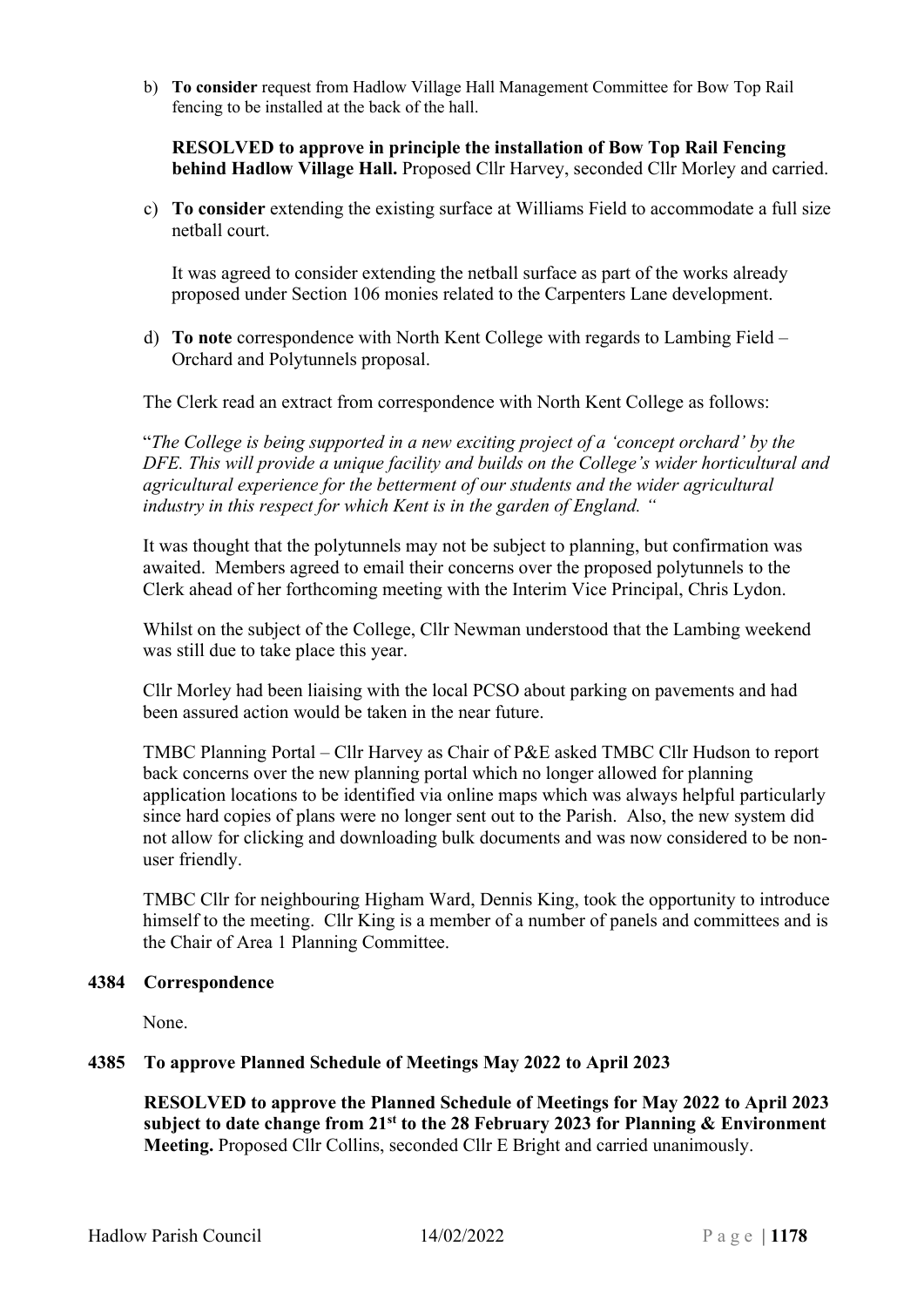b) **To consider** request from Hadlow Village Hall Management Committee for Bow Top Rail fencing to be installed at the back of the hall.

   **RESOLVED to approve in principle the installation of Bow Top Rail Fencing behind Hadlow Village Hall.** Proposed Cllr Harvey, seconded Cllr Morley and carried.

c) **To consider** extending the existing surface at Williams Field to accommodate a full size netball court.

   It was agreed to consider extending the netball surface as part of the works already proposed under Section 106 monies related to the Carpenters Lane development.

d) **To note** correspondence with North Kent College with regards to Lambing Field – Orchard and Polytunnels proposal.

The Clerk read an extract from correspondence with North Kent College as follows:

"*The College is being supported in a new exciting project of a 'concept orchard' by the DFE. This will provide a unique facility and builds on the College's wider horticultural and agricultural experience for the betterment of our students and the wider agricultural industry in this respect for which Kent is in the garden of England.* "

It was thought that the polytunnels may not be subject to planning, but confirmation was awaited. Members agreed to email their concerns over the proposed polytunnels to the Clerk ahead of her forthcoming meeting with the Interim Vice Principal, Chris Lydon.

Whilst on the subject of the College, Cllr Newman understood that the Lambing weekend was still due to take place this year.

Cllr Morley had been liaising with the local PCSO about parking on pavements and had been assured action would be taken in the near future.

TMBC Planning Portal – Cllr Harvey as Chair of P&E asked TMBC Cllr Hudson to report back concerns over the new planning portal which no longer allowed for planning application locations to be identified via online maps which was always helpful particularly since hard copies of plans were no longer sent out to the Parish. Also, the new system did not allow for clicking and downloading bulk documents and was now considered to be non-user friendly.

TMBC Cllr for neighbouring Higham Ward, Dennis King, took the opportunity to introduce himself to the meeting. Cllr King is a member of a number of panels and committees and is the Chair of Area 1 Planning Committee.

**4384 Correspondence**

None.

**4385 To approve Planned Schedule of Meetings May 2022 to April 2023**

**RESOLVED to approve the Planned Schedule of Meetings for May 2022 to April 2023 subject to date change from 21st to the 28 February 2023 for Planning & Environment Meeting.** Proposed Cllr Collins, seconded Cllr E Bright and carried unanimously.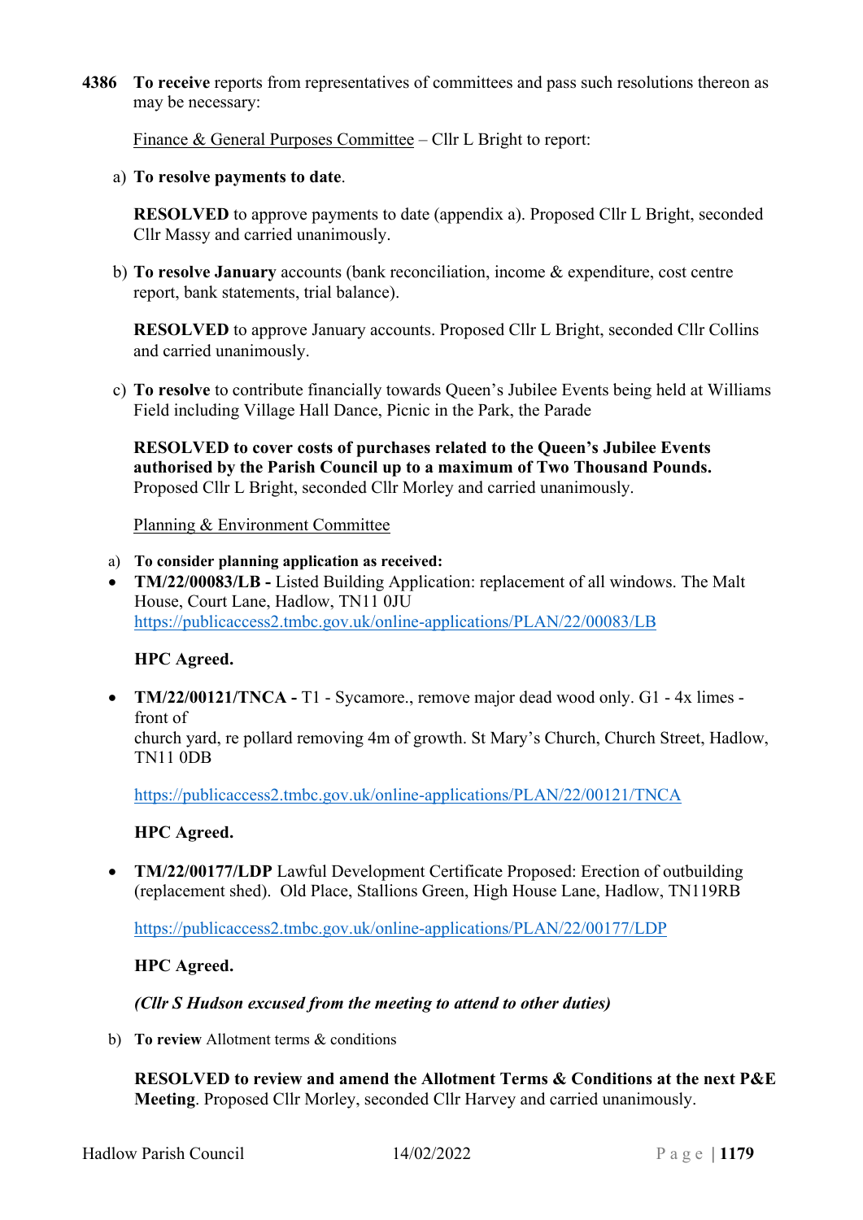**4386** **To receive** reports from representatives of committees and pass such resolutions thereon as may be necessary:

Finance & General Purposes Committee – Cllr L Bright to report:

a) **To resolve payments to date**.

**RESOLVED** to approve payments to date (appendix a). Proposed Cllr L Bright, seconded Cllr Massy and carried unanimously.

b) **To resolve January** accounts (bank reconciliation, income & expenditure, cost centre report, bank statements, trial balance).

**RESOLVED** to approve January accounts. Proposed Cllr L Bright, seconded Cllr Collins and carried unanimously.

c) **To resolve** to contribute financially towards Queen's Jubilee Events being held at Williams Field including Village Hall Dance, Picnic in the Park, the Parade

**RESOLVED to cover costs of purchases related to the Queen's Jubilee Events authorised by the Parish Council up to a maximum of Two Thousand Pounds.** Proposed Cllr L Bright, seconded Cllr Morley and carried unanimously.

Planning & Environment Committee

a) **To consider planning application as received:**

- **TM/22/00083/LB -** Listed Building Application: replacement of all windows. The Malt House, Court Lane, Hadlow, TN11 0JU
  https://publicaccess2.tmbc.gov.uk/online-applications/PLAN/22/00083/LB

  **HPC Agreed.**

- **TM/22/00121/TNCA -** T1 - Sycamore., remove major dead wood only. G1 - 4x limes - front of
  church yard, re pollard removing 4m of growth. St Mary's Church, Church Street, Hadlow, TN11 0DB

  https://publicaccess2.tmbc.gov.uk/online-applications/PLAN/22/00121/TNCA

  **HPC Agreed.**

- **TM/22/00177/LDP** Lawful Development Certificate Proposed: Erection of outbuilding (replacement shed). Old Place, Stallions Green, High House Lane, Hadlow, TN119RB

  https://publicaccess2.tmbc.gov.uk/online-applications/PLAN/22/00177/LDP

  **HPC Agreed.**

***(Cllr S Hudson excused from the meeting to attend to other duties)***

b) **To review** Allotment terms & conditions

**RESOLVED to review and amend the Allotment Terms & Conditions at the next P&E Meeting**. Proposed Cllr Morley, seconded Cllr Harvey and carried unanimously.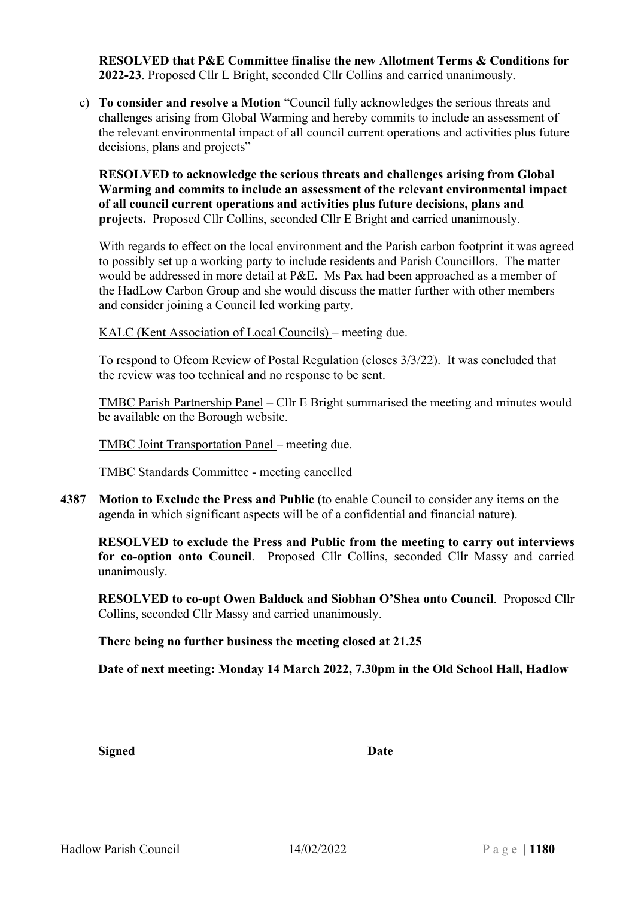**RESOLVED that P&E Committee finalise the new Allotment Terms & Conditions for 2022-23**. Proposed Cllr L Bright, seconded Cllr Collins and carried unanimously.

c) **To consider and resolve a Motion** "Council fully acknowledges the serious threats and challenges arising from Global Warming and hereby commits to include an assessment of the relevant environmental impact of all council current operations and activities plus future decisions, plans and projects"

**RESOLVED to acknowledge the serious threats and challenges arising from Global Warming and commits to include an assessment of the relevant environmental impact of all council current operations and activities plus future decisions, plans and projects.** Proposed Cllr Collins, seconded Cllr E Bright and carried unanimously.

With regards to effect on the local environment and the Parish carbon footprint it was agreed to possibly set up a working party to include residents and Parish Councillors. The matter would be addressed in more detail at P&E. Ms Pax had been approached as a member of the HadLow Carbon Group and she would discuss the matter further with other members and consider joining a Council led working party.

KALC (Kent Association of Local Councils) – meeting due.

To respond to Ofcom Review of Postal Regulation (closes 3/3/22). It was concluded that the review was too technical and no response to be sent.

TMBC Parish Partnership Panel – Cllr E Bright summarised the meeting and minutes would be available on the Borough website.

TMBC Joint Transportation Panel – meeting due.

TMBC Standards Committee - meeting cancelled

**4387 Motion to Exclude the Press and Public** (to enable Council to consider any items on the agenda in which significant aspects will be of a confidential and financial nature).

**RESOLVED to exclude the Press and Public from the meeting to carry out interviews for co-option onto Council**. Proposed Cllr Collins, seconded Cllr Massy and carried unanimously.

**RESOLVED to co-opt Owen Baldock and Siobhan O'Shea onto Council**. Proposed Cllr Collins, seconded Cllr Massy and carried unanimously.

**There being no further business the meeting closed at 21.25**

**Date of next meeting: Monday 14 March 2022, 7.30pm in the Old School Hall, Hadlow**

**Signed** **Date**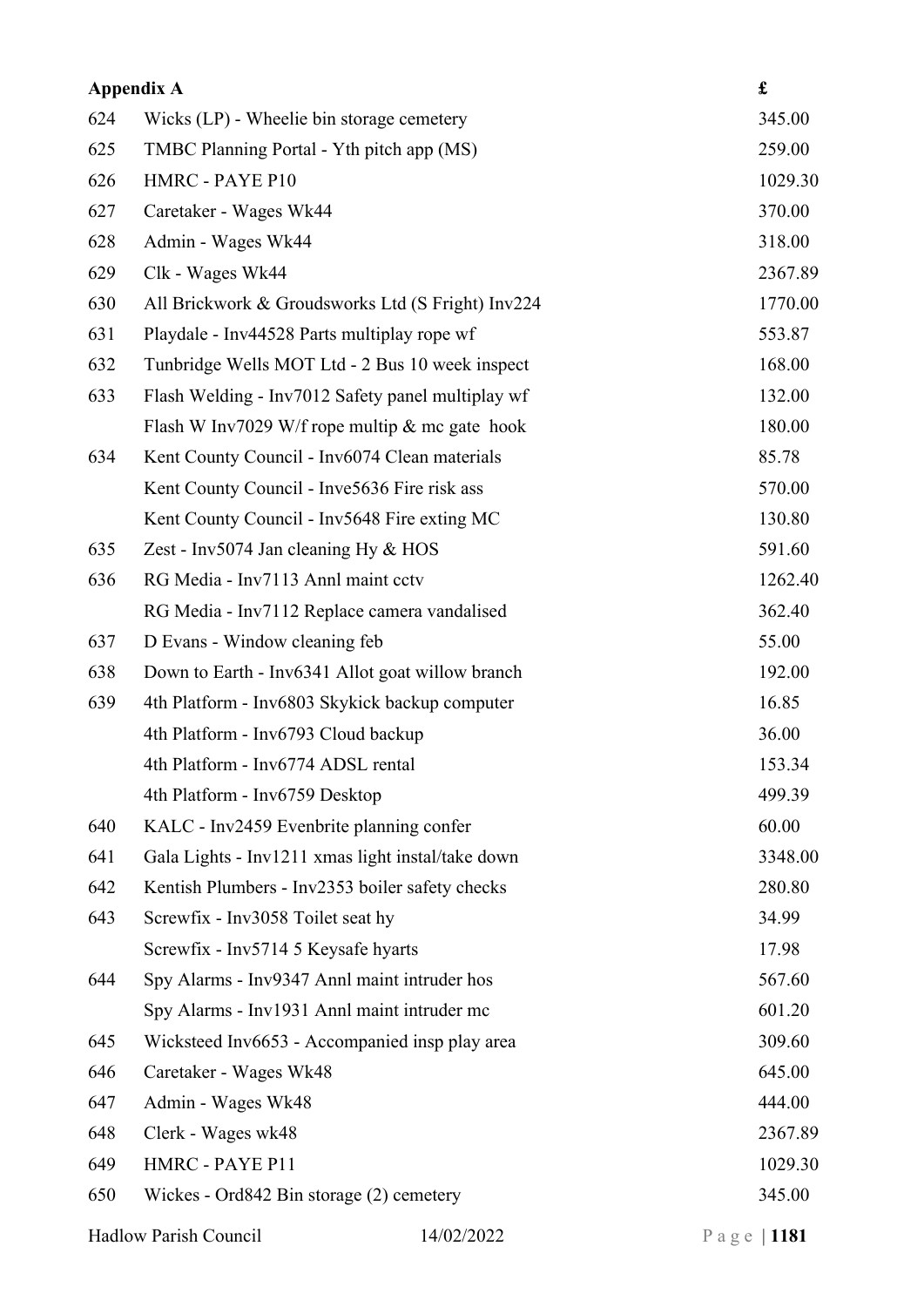**Appendix A**

| | | £ |
|---|---|---|
| 624 | Wicks (LP) - Wheelie bin storage cemetery | 345.00 |
| 625 | TMBC Planning Portal - Yth pitch app (MS) | 259.00 |
| 626 | HMRC - PAYE P10 | 1029.30 |
| 627 | Caretaker - Wages Wk44 | 370.00 |
| 628 | Admin - Wages Wk44 | 318.00 |
| 629 | Clk - Wages Wk44 | 2367.89 |
| 630 | All Brickwork & Groudsworks Ltd (S Fright) Inv224 | 1770.00 |
| 631 | Playdale - Inv44528 Parts multiplay rope wf | 553.87 |
| 632 | Tunbridge Wells MOT Ltd - 2 Bus 10 week inspect | 168.00 |
| 633 | Flash Welding - Inv7012 Safety panel multiplay wf | 132.00 |
| | Flash W Inv7029 W/f rope multip & mc gate hook | 180.00 |
| 634 | Kent County Council - Inv6074 Clean materials | 85.78 |
| | Kent County Council - Inve5636 Fire risk ass | 570.00 |
| | Kent County Council - Inv5648 Fire exting MC | 130.80 |
| 635 | Zest - Inv5074 Jan cleaning Hy & HOS | 591.60 |
| 636 | RG Media - Inv7113 Annl maint cctv | 1262.40 |
| | RG Media - Inv7112 Replace camera vandalised | 362.40 |
| 637 | D Evans - Window cleaning feb | 55.00 |
| 638 | Down to Earth - Inv6341 Allot goat willow branch | 192.00 |
| 639 | 4th Platform - Inv6803 Skykick backup computer | 16.85 |
| | 4th Platform - Inv6793 Cloud backup | 36.00 |
| | 4th Platform - Inv6774 ADSL rental | 153.34 |
| | 4th Platform - Inv6759 Desktop | 499.39 |
| 640 | KALC - Inv2459 Evenbrite planning confer | 60.00 |
| 641 | Gala Lights - Inv1211 xmas light instal/take down | 3348.00 |
| 642 | Kentish Plumbers - Inv2353 boiler safety checks | 280.80 |
| 643 | Screwfix - Inv3058 Toilet seat hy | 34.99 |
| | Screwfix - Inv5714 5 Keysafe hyarts | 17.98 |
| 644 | Spy Alarms - Inv9347 Annl maint intruder hos | 567.60 |
| | Spy Alarms - Inv1931 Annl maint intruder mc | 601.20 |
| 645 | Wicksteed Inv6653 - Accompanied insp play area | 309.60 |
| 646 | Caretaker - Wages Wk48 | 645.00 |
| 647 | Admin - Wages Wk48 | 444.00 |
| 648 | Clerk - Wages wk48 | 2367.89 |
| 649 | HMRC - PAYE P11 | 1029.30 |
| 650 | Wickes - Ord842 Bin storage (2) cemetery | 345.00 |